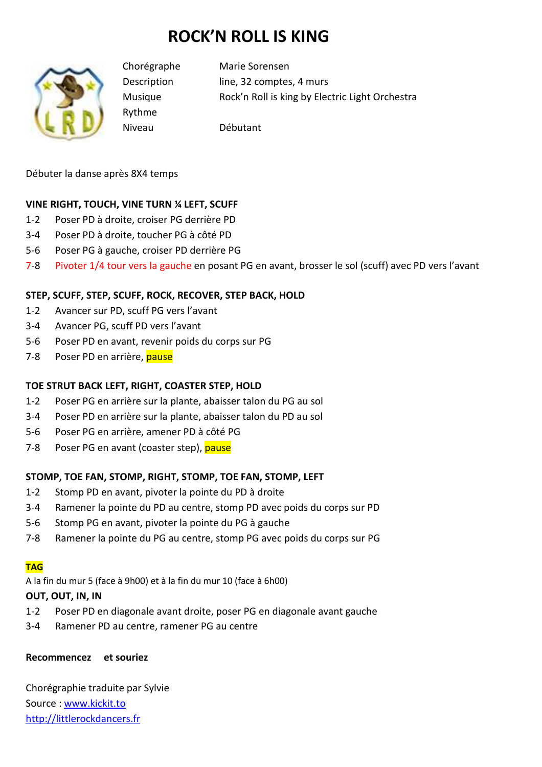# ROCK'N ROLL IS KING

| | |
|---|---|
| Chorégraphe | Marie Sorensen |
| Description | line, 32 comptes, 4 murs |
| Musique | Rock'n Roll is king by Electric Light Orchestra |
| Rythme | |
| Niveau | Débutant |

Débuter la danse après 8X4 temps

**VINE RIGHT, TOUCH, VINE TURN ¼ LEFT, SCUFF**

1-2 Poser PD à droite, croiser PG derrière PD
3-4 Poser PD à droite, toucher PG à côté PD
5-6 Poser PG à gauche, croiser PD derrière PG
7-8 Pivoter 1/4 tour vers la gauche en posant PG en avant, brosser le sol (scuff) avec PD vers l'avant

**STEP, SCUFF, STEP, SCUFF, ROCK, RECOVER, STEP BACK, HOLD**

1-2 Avancer sur PD, scuff PG vers l'avant
3-4 Avancer PG, scuff PD vers l'avant
5-6 Poser PD en avant, revenir poids du corps sur PG
7-8 Poser PD en arrière, pause

**TOE STRUT BACK LEFT, RIGHT, COASTER STEP, HOLD**

1-2 Poser PG en arrière sur la plante, abaisser talon du PG au sol
3-4 Poser PD en arrière sur la plante, abaisser talon du PD au sol
5-6 Poser PG en arrière, amener PD à côté PG
7-8 Poser PG en avant (coaster step), pause

**STOMP, TOE FAN, STOMP, RIGHT, STOMP, TOE FAN, STOMP, LEFT**

1-2 Stomp PD en avant, pivoter la pointe du PD à droite
3-4 Ramener la pointe du PD au centre, stomp PD avec poids du corps sur PD
5-6 Stomp PG en avant, pivoter la pointe du PG à gauche
7-8 Ramener la pointe du PG au centre, stomp PG avec poids du corps sur PG

**TAG**

A la fin du mur 5 (face à 9h00) et à la fin du mur 10 (face à 6h00)

**OUT, OUT, IN, IN**

1-2 Poser PD en diagonale avant droite, poser PG en diagonale avant gauche
3-4 Ramener PD au centre, ramener PG au centre

**Recommencez et souriez**

Chorégraphie traduite par Sylvie
Source : www.kickit.to
http://littlerockdancers.fr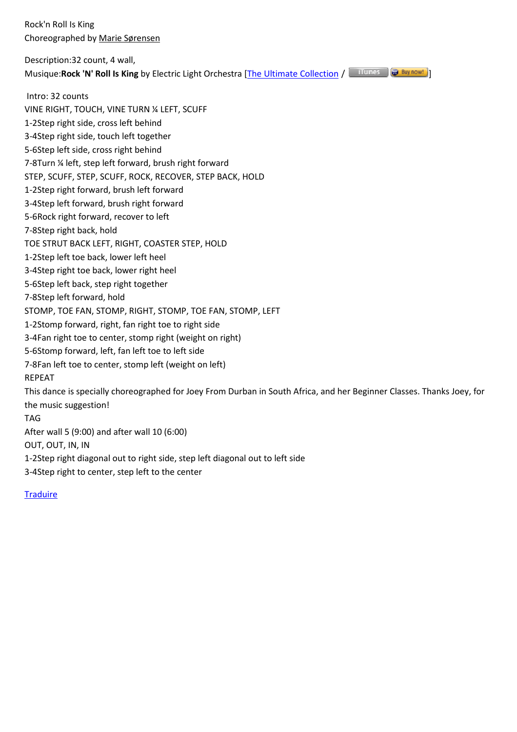Rock'n Roll Is King
Choreographed by Marie Sørensen

Description:32 count, 4 wall,
Musique:**Rock 'N' Roll Is King** by Electric Light Orchestra [The Ultimate Collection / ]

Intro: 32 counts

VINE RIGHT, TOUCH, VINE TURN ¼ LEFT, SCUFF
1-2Step right side, cross left behind
3-4Step right side, touch left together
5-6Step left side, cross right behind
7-8Turn ¼ left, step left forward, brush right forward

STEP, SCUFF, STEP, SCUFF, ROCK, RECOVER, STEP BACK, HOLD
1-2Step right forward, brush left forward
3-4Step left forward, brush right forward
5-6Rock right forward, recover to left
7-8Step right back, hold

TOE STRUT BACK LEFT, RIGHT, COASTER STEP, HOLD
1-2Step left toe back, lower left heel
3-4Step right toe back, lower right heel
5-6Step left back, step right together
7-8Step left forward, hold

STOMP, TOE FAN, STOMP, RIGHT, STOMP, TOE FAN, STOMP, LEFT
1-2Stomp forward, right, fan right toe to right side
3-4Fan right toe to center, stomp right (weight on right)
5-6Stomp forward, left, fan left toe to left side
7-8Fan left toe to center, stomp left (weight on left)

REPEAT

This dance is specially choreographed for Joey From Durban in South Africa, and her Beginner Classes. Thanks Joey, for the music suggestion!

TAG
After wall 5 (9:00) and after wall 10 (6:00)
OUT, OUT, IN, IN
1-2Step right diagonal out to right side, step left diagonal out to left side
3-4Step right to center, step left to the center

Traduire